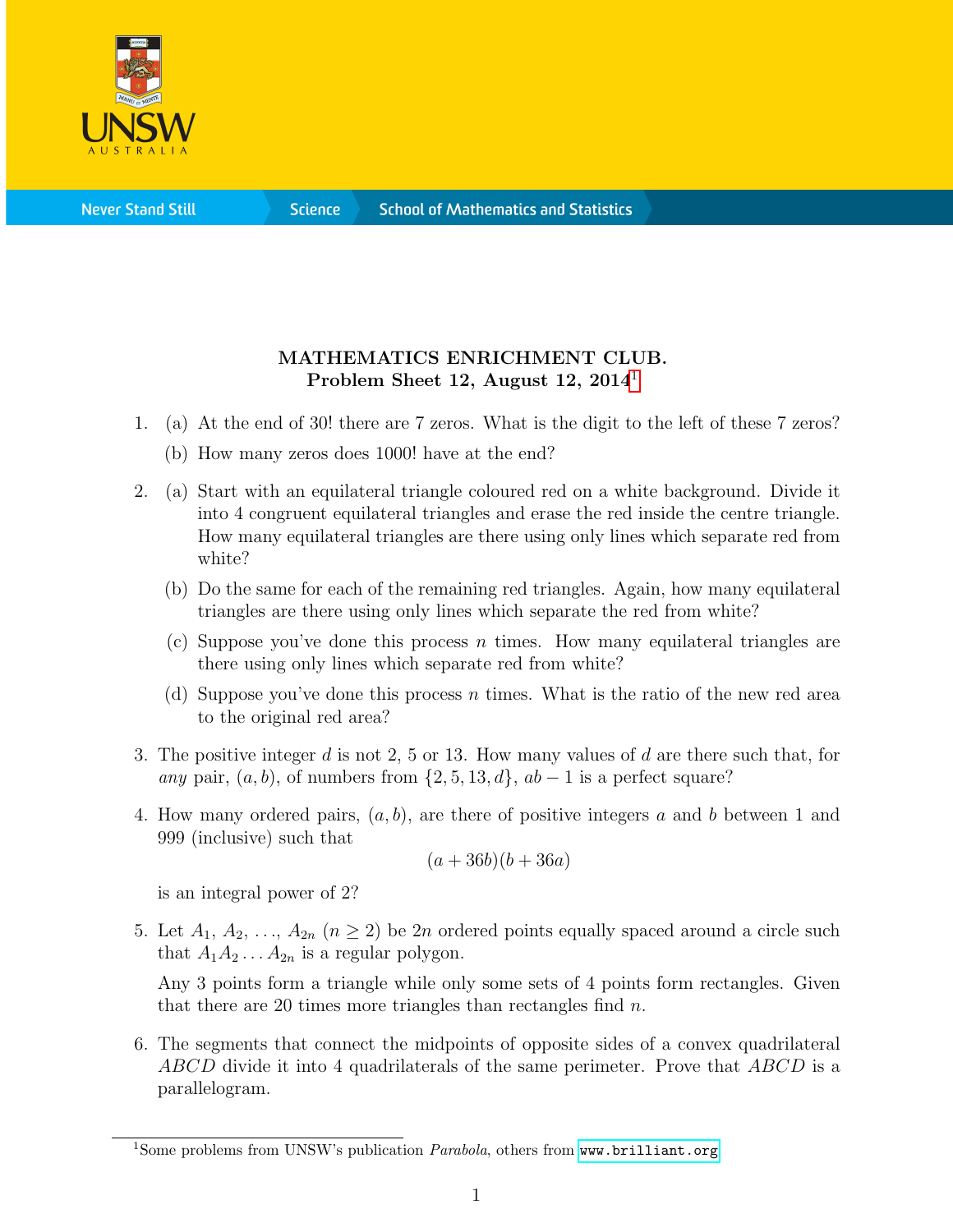UNSW AUSTRALIA

Never Stand Still | Science | School of Mathematics and Statistics

## MATHEMATICS ENRICHMENT CLUB.
### Problem Sheet 12, August 12, 2014[1]

1. (a) At the end of 30! there are 7 zeros. What is the digit to the left of these 7 zeros?

   (b) How many zeros does 1000! have at the end?

2. (a) Start with an equilateral triangle coloured red on a white background. Divide it into 4 congruent equilateral triangles and erase the red inside the centre triangle. How many equilateral triangles are there using only lines which separate red from white?

   (b) Do the same for each of the remaining red triangles. Again, how many equilateral triangles are there using only lines which separate the red from white?

   (c) Suppose you've done this process $n$ times. How many equilateral triangles are there using only lines which separate red from white?

   (d) Suppose you've done this process $n$ times. What is the ratio of the new red area to the original red area?

3. The positive integer $d$ is not 2, 5 or 13. How many values of $d$ are there such that, for *any* pair, $(a, b)$, of numbers from $\{2, 5, 13, d\}$, $ab - 1$ is a perfect square?

4. How many ordered pairs, $(a, b)$, are there of positive integers $a$ and $b$ between 1 and 999 (inclusive) such that

$$(a + 36b)(b + 36a)$$

   is an integral power of 2?

5. Let $A_1, A_2, \ldots, A_{2n}$ ($n \geq 2$) be $2n$ ordered points equally spaced around a circle such that $A_1A_2 \ldots A_{2n}$ is a regular polygon.

   Any 3 points form a triangle while only some sets of 4 points form rectangles. Given that there are 20 times more triangles than rectangles find $n$.

6. The segments that connect the midpoints of opposite sides of a convex quadrilateral $ABCD$ divide it into 4 quadrilaterals of the same perimeter. Prove that $ABCD$ is a parallelogram.

---

[1] Some problems from UNSW's publication *Parabola*, others from www.brilliant.org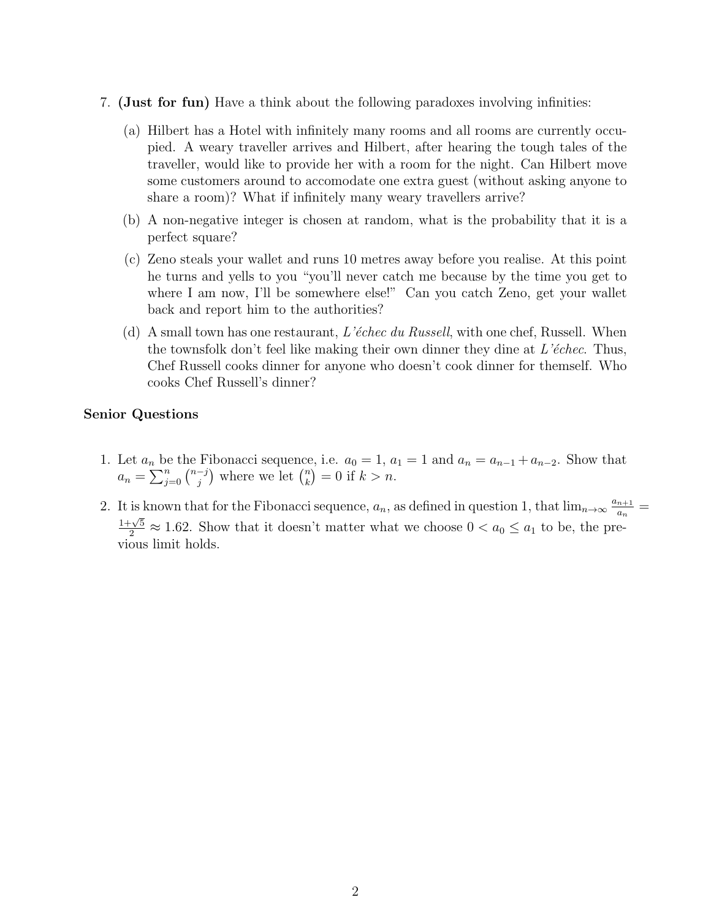7. **(Just for fun)** Have a think about the following paradoxes involving infinities:

   (a) Hilbert has a Hotel with infinitely many rooms and all rooms are currently occupied. A weary traveller arrives and Hilbert, after hearing the tough tales of the traveller, would like to provide her with a room for the night. Can Hilbert move some customers around to accomodate one extra guest (without asking anyone to share a room)? What if infinitely many weary travellers arrive?

   (b) A non-negative integer is chosen at random, what is the probability that it is a perfect square?

   (c) Zeno steals your wallet and runs 10 metres away before you realise. At this point he turns and yells to you "you'll never catch me because by the time you get to where I am now, I'll be somewhere else!" Can you catch Zeno, get your wallet back and report him to the authorities?

   (d) A small town has one restaurant, *L'échec du Russell*, with one chef, Russell. When the townsfolk don't feel like making their own dinner they dine at *L'échec*. Thus, Chef Russell cooks dinner for anyone who doesn't cook dinner for themself. Who cooks Chef Russell's dinner?

**Senior Questions**

1. Let $a_n$ be the Fibonacci sequence, i.e. $a_0 = 1$, $a_1 = 1$ and $a_n = a_{n-1} + a_{n-2}$. Show that $a_n = \sum_{j=0}^{n} \binom{n-j}{j}$ where we let $\binom{n}{k} = 0$ if $k > n$.

2. It is known that for the Fibonacci sequence, $a_n$, as defined in question 1, that $\lim_{n\to\infty} \frac{a_{n+1}}{a_n} = \frac{1+\sqrt{5}}{2} \approx 1.62$. Show that it doesn't matter what we choose $0 < a_0 \leq a_1$ to be, the previous limit holds.